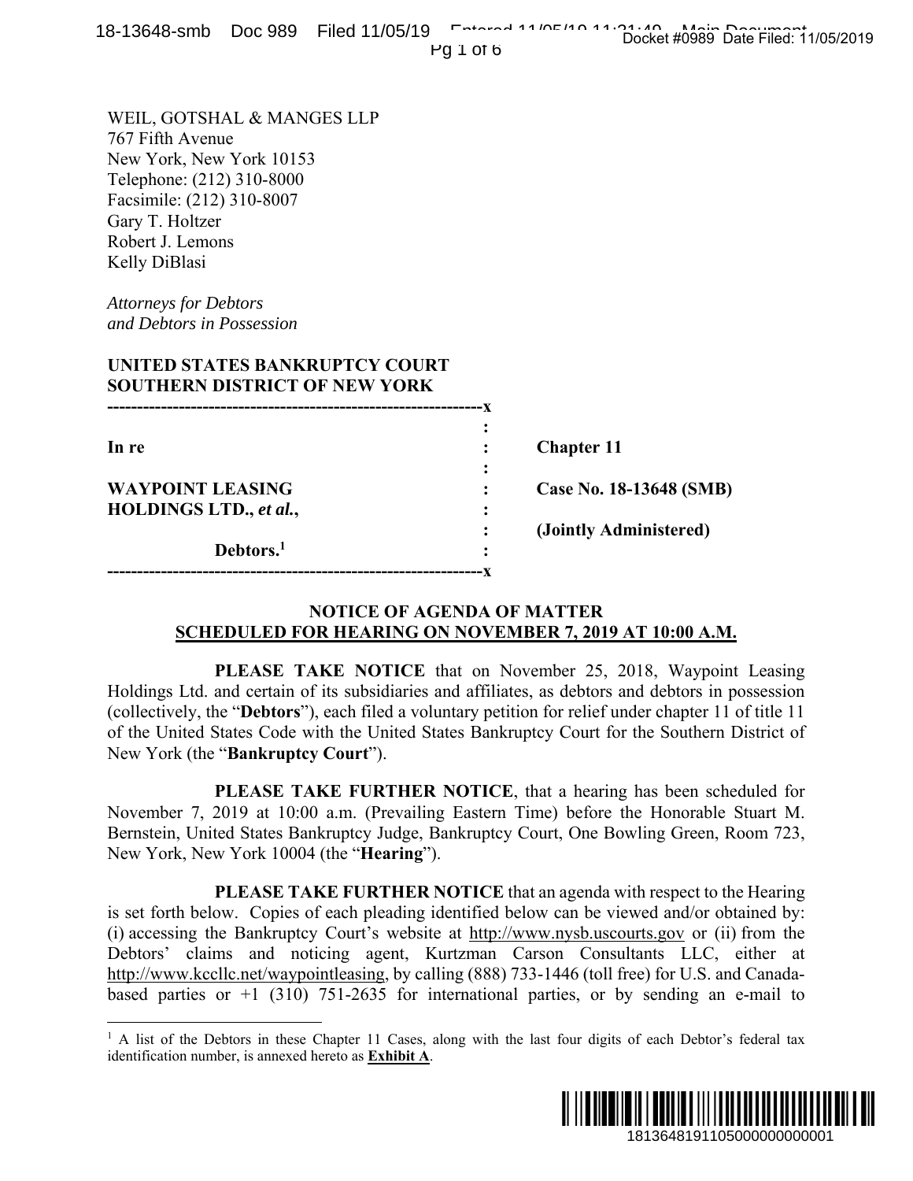WEIL, GOTSHAL & MANGES LLP
767 Fifth Avenue
New York, New York 10153
Telephone: (212) 310-8000
Facsimile: (212) 310-8007
Gary T. Holtzer
Robert J. Lemons
Kelly DiBlasi

*Attorneys for Debtors*
*and Debtors in Possession*

**UNITED STATES BANKRUPTCY COURT**
**SOUTHERN DISTRICT OF NEW YORK**

| | | |
|---|---|---|
| **In re** | : | **Chapter 11** |
| **WAYPOINT LEASING HOLDINGS LTD., *et al.*,** | : | **Case No. 18-13648 (SMB)** |
| | : | **(Jointly Administered)** |
| **Debtors.**[1] | : | |

## NOTICE OF AGENDA OF MATTER SCHEDULED FOR HEARING ON NOVEMBER 7, 2019 AT 10:00 A.M.

**PLEASE TAKE NOTICE** that on November 25, 2018, Waypoint Leasing Holdings Ltd. and certain of its subsidiaries and affiliates, as debtors and debtors in possession (collectively, the "**Debtors**"), each filed a voluntary petition for relief under chapter 11 of title 11 of the United States Code with the United States Bankruptcy Court for the Southern District of New York (the "**Bankruptcy Court**").

**PLEASE TAKE FURTHER NOTICE**, that a hearing has been scheduled for November 7, 2019 at 10:00 a.m. (Prevailing Eastern Time) before the Honorable Stuart M. Bernstein, United States Bankruptcy Judge, Bankruptcy Court, One Bowling Green, Room 723, New York, New York 10004 (the "**Hearing**").

**PLEASE TAKE FURTHER NOTICE** that an agenda with respect to the Hearing is set forth below. Copies of each pleading identified below can be viewed and/or obtained by: (i) accessing the Bankruptcy Court's website at http://www.nysb.uscourts.gov or (ii) from the Debtors' claims and noticing agent, Kurtzman Carson Consultants LLC, either at http://www.kccllc.net/waypointleasing, by calling (888) 733-1446 (toll free) for U.S. and Canada-based parties or +1 (310) 751-2635 for international parties, or by sending an e-mail to

[1] A list of the Debtors in these Chapter 11 Cases, along with the last four digits of each Debtor's federal tax identification number, is annexed hereto as **Exhibit A**.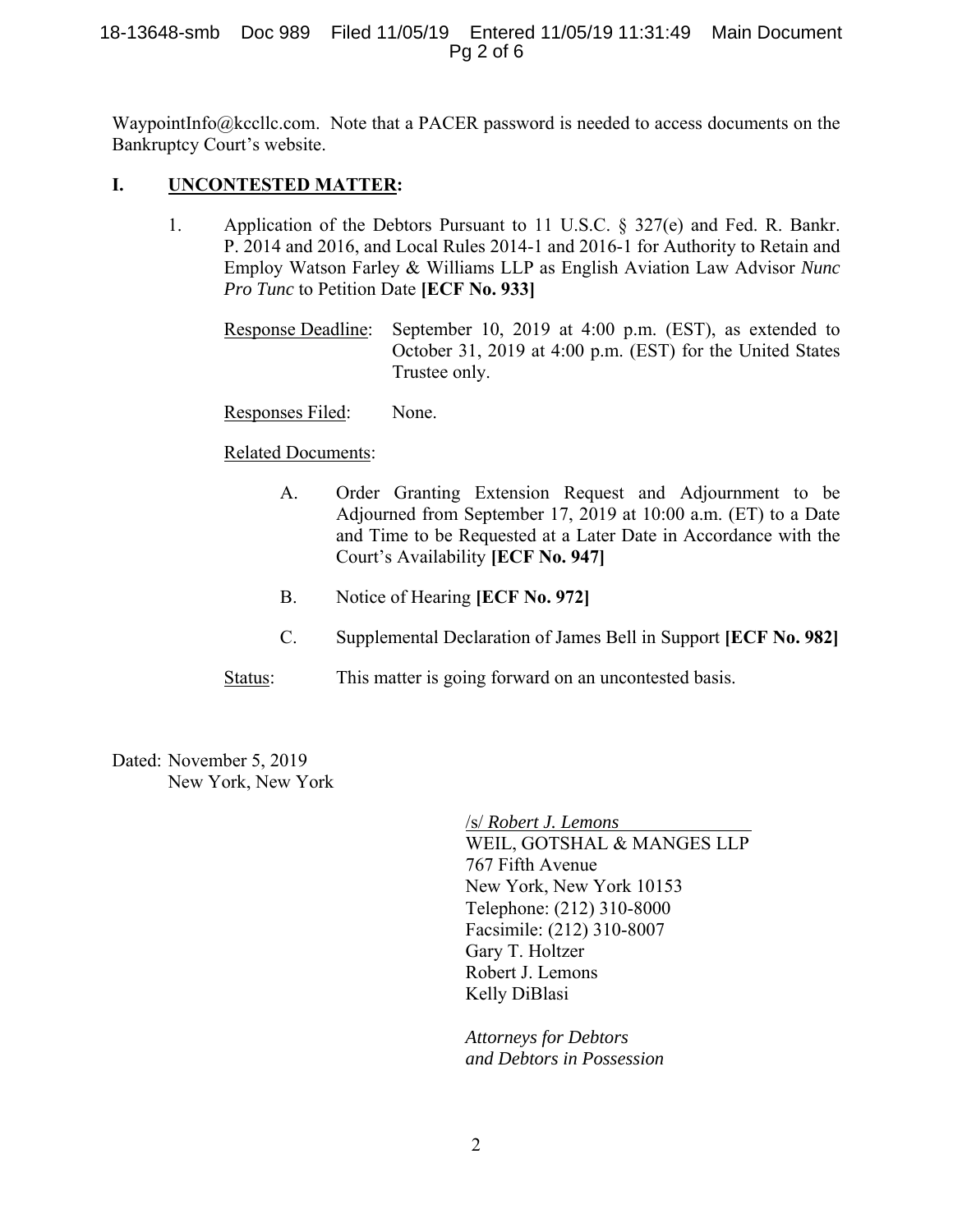WaypointInfo@kccllc.com. Note that a PACER password is needed to access documents on the Bankruptcy Court's website.

## I. UNCONTESTED MATTER:

1. Application of the Debtors Pursuant to 11 U.S.C. § 327(e) and Fed. R. Bankr. P. 2014 and 2016, and Local Rules 2014-1 and 2016-1 for Authority to Retain and Employ Watson Farley & Williams LLP as English Aviation Law Advisor *Nunc Pro Tunc* to Petition Date **[ECF No. 933]**

   Response Deadline: September 10, 2019 at 4:00 p.m. (EST), as extended to October 31, 2019 at 4:00 p.m. (EST) for the United States Trustee only.

   Responses Filed: None.

   Related Documents:

   A. Order Granting Extension Request and Adjournment to be Adjourned from September 17, 2019 at 10:00 a.m. (ET) to a Date and Time to be Requested at a Later Date in Accordance with the Court's Availability **[ECF No. 947]**

   B. Notice of Hearing **[ECF No. 972]**

   C. Supplemental Declaration of James Bell in Support **[ECF No. 982]**

   Status: This matter is going forward on an uncontested basis.

Dated: November 5, 2019
New York, New York

/s/ *Robert J. Lemons*
WEIL, GOTSHAL & MANGES LLP
767 Fifth Avenue
New York, New York 10153
Telephone: (212) 310-8000
Facsimile: (212) 310-8007
Gary T. Holtzer
Robert J. Lemons
Kelly DiBlasi

*Attorneys for Debtors*
*and Debtors in Possession*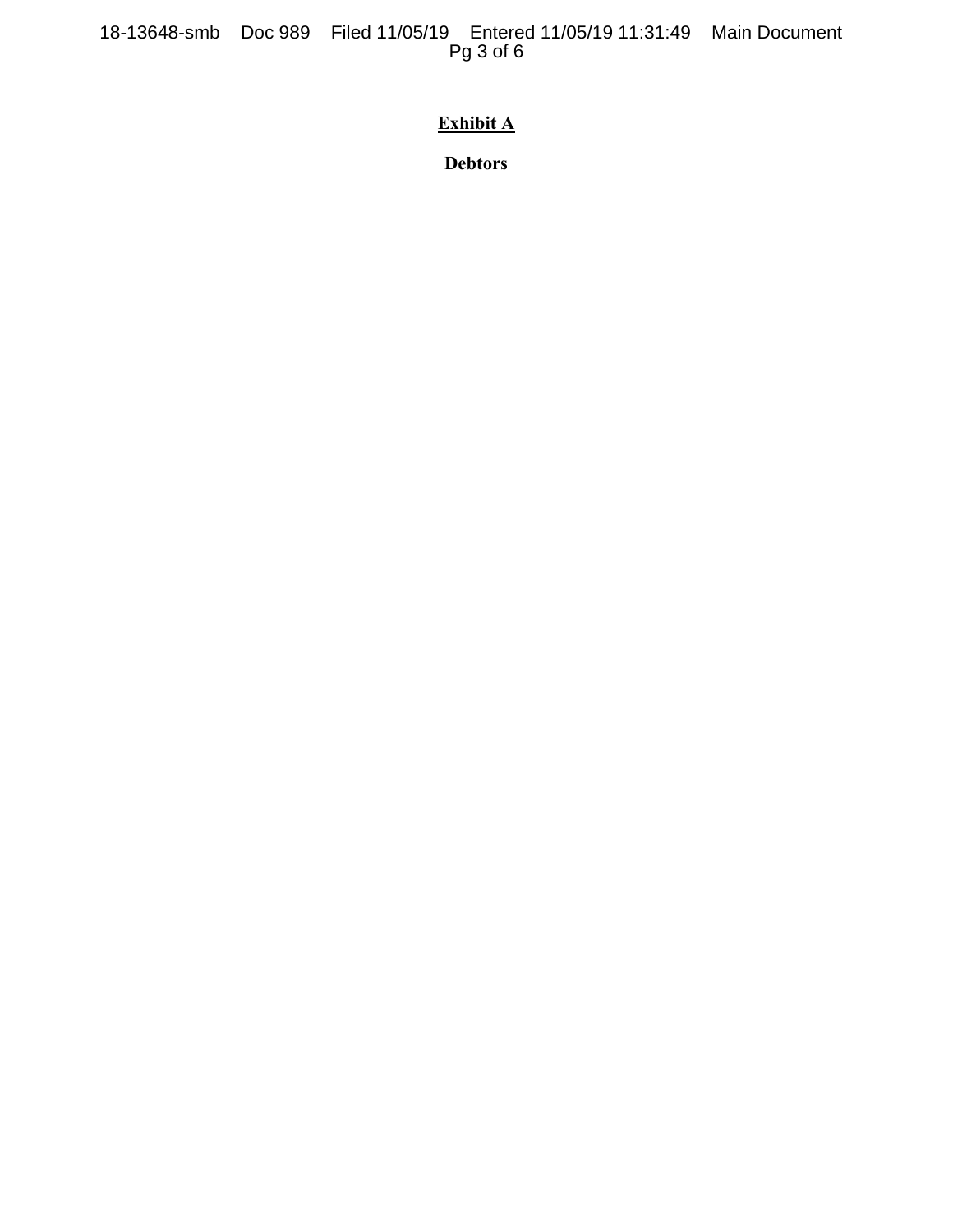**Exhibit A**

**Debtors**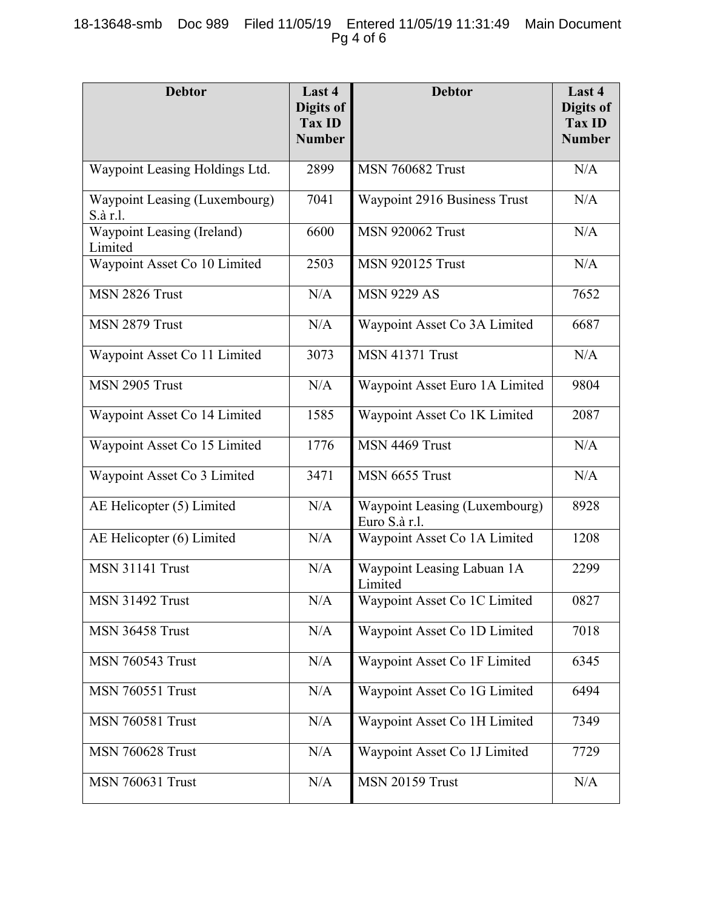| Debtor | Last 4 Digits of Tax ID Number | Debtor | Last 4 Digits of Tax ID Number |
|---|---|---|---|
| Waypoint Leasing Holdings Ltd. | 2899 | MSN 760682 Trust | N/A |
| Waypoint Leasing (Luxembourg) S.à r.l. | 7041 | Waypoint 2916 Business Trust | N/A |
| Waypoint Leasing (Ireland) Limited | 6600 | MSN 920062 Trust | N/A |
| Waypoint Asset Co 10 Limited | 2503 | MSN 920125 Trust | N/A |
| MSN 2826 Trust | N/A | MSN 9229 AS | 7652 |
| MSN 2879 Trust | N/A | Waypoint Asset Co 3A Limited | 6687 |
| Waypoint Asset Co 11 Limited | 3073 | MSN 41371 Trust | N/A |
| MSN 2905 Trust | N/A | Waypoint Asset Euro 1A Limited | 9804 |
| Waypoint Asset Co 14 Limited | 1585 | Waypoint Asset Co 1K Limited | 2087 |
| Waypoint Asset Co 15 Limited | 1776 | MSN 4469 Trust | N/A |
| Waypoint Asset Co 3 Limited | 3471 | MSN 6655 Trust | N/A |
| AE Helicopter (5) Limited | N/A | Waypoint Leasing (Luxembourg) Euro S.à r.l. | 8928 |
| AE Helicopter (6) Limited | N/A | Waypoint Asset Co 1A Limited | 1208 |
| MSN 31141 Trust | N/A | Waypoint Leasing Labuan 1A Limited | 2299 |
| MSN 31492 Trust | N/A | Waypoint Asset Co 1C Limited | 0827 |
| MSN 36458 Trust | N/A | Waypoint Asset Co 1D Limited | 7018 |
| MSN 760543 Trust | N/A | Waypoint Asset Co 1F Limited | 6345 |
| MSN 760551 Trust | N/A | Waypoint Asset Co 1G Limited | 6494 |
| MSN 760581 Trust | N/A | Waypoint Asset Co 1H Limited | 7349 |
| MSN 760628 Trust | N/A | Waypoint Asset Co 1J Limited | 7729 |
| MSN 760631 Trust | N/A | MSN 20159 Trust | N/A |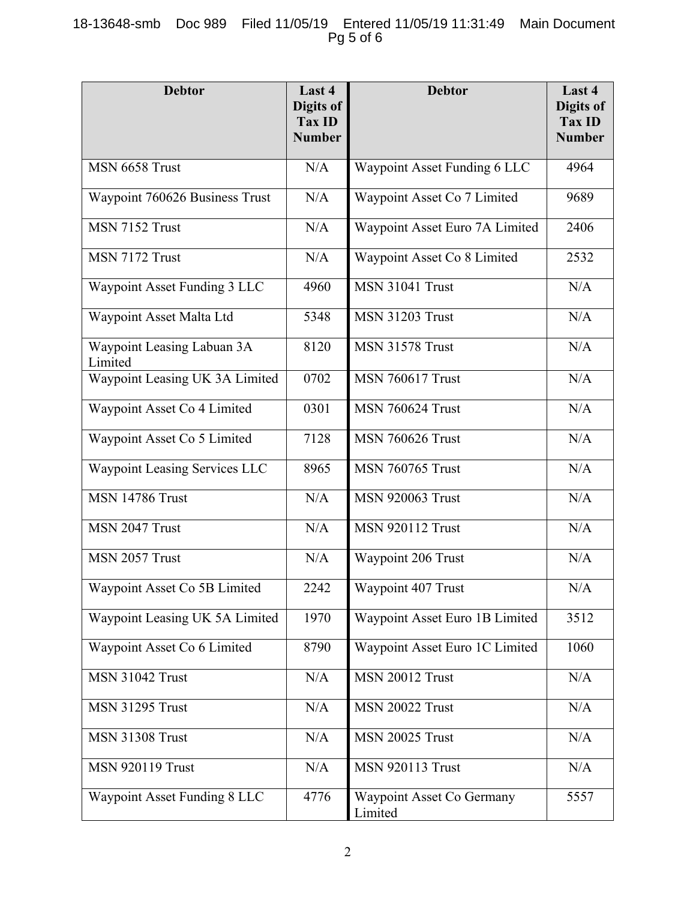| Debtor | Last 4 Digits of Tax ID Number | Debtor | Last 4 Digits of Tax ID Number |
|---|---|---|---|
| MSN 6658 Trust | N/A | Waypoint Asset Funding 6 LLC | 4964 |
| Waypoint 760626 Business Trust | N/A | Waypoint Asset Co 7 Limited | 9689 |
| MSN 7152 Trust | N/A | Waypoint Asset Euro 7A Limited | 2406 |
| MSN 7172 Trust | N/A | Waypoint Asset Co 8 Limited | 2532 |
| Waypoint Asset Funding 3 LLC | 4960 | MSN 31041 Trust | N/A |
| Waypoint Asset Malta Ltd | 5348 | MSN 31203 Trust | N/A |
| Waypoint Leasing Labuan 3A Limited | 8120 | MSN 31578 Trust | N/A |
| Waypoint Leasing UK 3A Limited | 0702 | MSN 760617 Trust | N/A |
| Waypoint Asset Co 4 Limited | 0301 | MSN 760624 Trust | N/A |
| Waypoint Asset Co 5 Limited | 7128 | MSN 760626 Trust | N/A |
| Waypoint Leasing Services LLC | 8965 | MSN 760765 Trust | N/A |
| MSN 14786 Trust | N/A | MSN 920063 Trust | N/A |
| MSN 2047 Trust | N/A | MSN 920112 Trust | N/A |
| MSN 2057 Trust | N/A | Waypoint 206 Trust | N/A |
| Waypoint Asset Co 5B Limited | 2242 | Waypoint 407 Trust | N/A |
| Waypoint Leasing UK 5A Limited | 1970 | Waypoint Asset Euro 1B Limited | 3512 |
| Waypoint Asset Co 6 Limited | 8790 | Waypoint Asset Euro 1C Limited | 1060 |
| MSN 31042 Trust | N/A | MSN 20012 Trust | N/A |
| MSN 31295 Trust | N/A | MSN 20022 Trust | N/A |
| MSN 31308 Trust | N/A | MSN 20025 Trust | N/A |
| MSN 920119 Trust | N/A | MSN 920113 Trust | N/A |
| Waypoint Asset Funding 8 LLC | 4776 | Waypoint Asset Co Germany Limited | 5557 |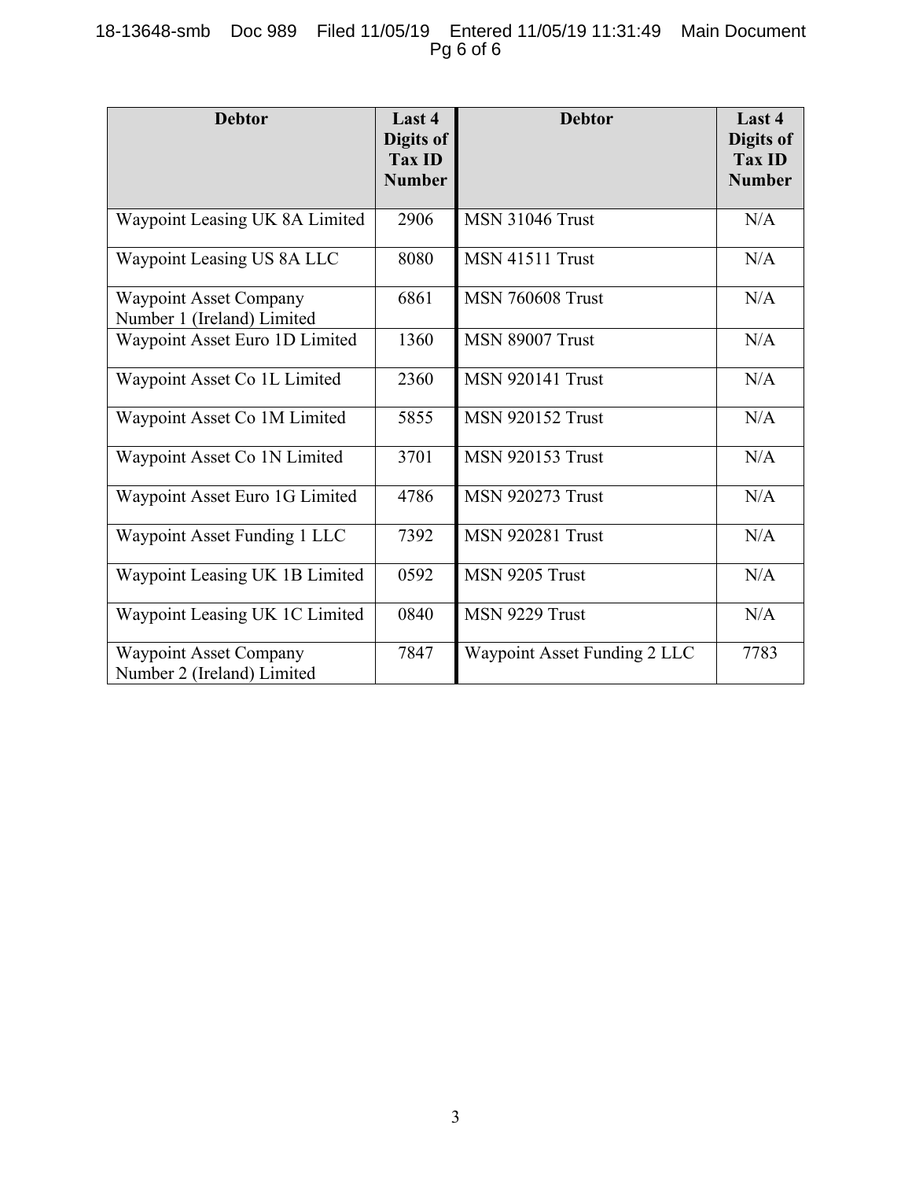| Debtor | Last 4 Digits of Tax ID Number | Debtor | Last 4 Digits of Tax ID Number |
|---|---|---|---|
| Waypoint Leasing UK 8A Limited | 2906 | MSN 31046 Trust | N/A |
| Waypoint Leasing US 8A LLC | 8080 | MSN 41511 Trust | N/A |
| Waypoint Asset Company Number 1 (Ireland) Limited | 6861 | MSN 760608 Trust | N/A |
| Waypoint Asset Euro 1D Limited | 1360 | MSN 89007 Trust | N/A |
| Waypoint Asset Co 1L Limited | 2360 | MSN 920141 Trust | N/A |
| Waypoint Asset Co 1M Limited | 5855 | MSN 920152 Trust | N/A |
| Waypoint Asset Co 1N Limited | 3701 | MSN 920153 Trust | N/A |
| Waypoint Asset Euro 1G Limited | 4786 | MSN 920273 Trust | N/A |
| Waypoint Asset Funding 1 LLC | 7392 | MSN 920281 Trust | N/A |
| Waypoint Leasing UK 1B Limited | 0592 | MSN 9205 Trust | N/A |
| Waypoint Leasing UK 1C Limited | 0840 | MSN 9229 Trust | N/A |
| Waypoint Asset Company Number 2 (Ireland) Limited | 7847 | Waypoint Asset Funding 2 LLC | 7783 |